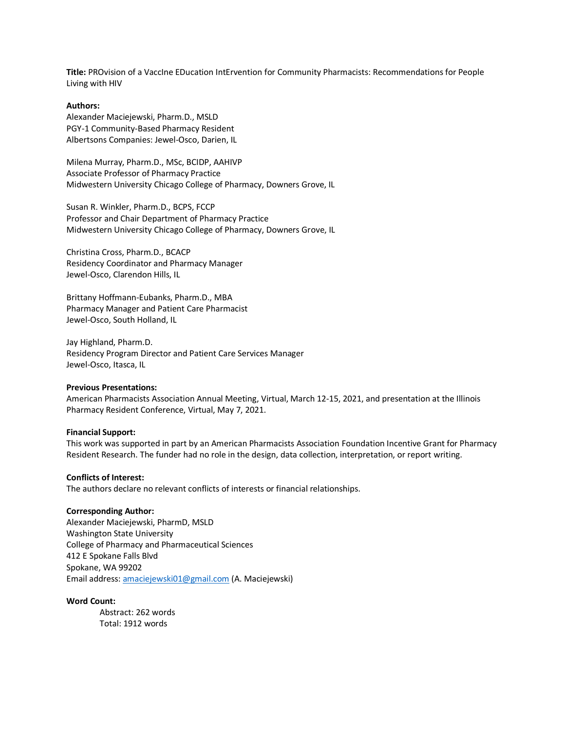**Title:** PROvision of a VaccIne EDucation IntErvention for Community Pharmacists: Recommendations for People Living with HIV

**Authors:**

Alexander Maciejewski, Pharm.D., MSLD
PGY-1 Community-Based Pharmacy Resident
Albertsons Companies: Jewel-Osco, Darien, IL

Milena Murray, Pharm.D., MSc, BCIDP, AAHIVP
Associate Professor of Pharmacy Practice
Midwestern University Chicago College of Pharmacy, Downers Grove, IL

Susan R. Winkler, Pharm.D., BCPS, FCCP
Professor and Chair Department of Pharmacy Practice
Midwestern University Chicago College of Pharmacy, Downers Grove, IL

Christina Cross, Pharm.D., BCACP
Residency Coordinator and Pharmacy Manager
Jewel-Osco, Clarendon Hills, IL

Brittany Hoffmann-Eubanks, Pharm.D., MBA
Pharmacy Manager and Patient Care Pharmacist
Jewel-Osco, South Holland, IL

Jay Highland, Pharm.D.
Residency Program Director and Patient Care Services Manager
Jewel-Osco, Itasca, IL

**Previous Presentations:**
American Pharmacists Association Annual Meeting, Virtual, March 12-15, 2021, and presentation at the Illinois Pharmacy Resident Conference, Virtual, May 7, 2021.

**Financial Support:**
This work was supported in part by an American Pharmacists Association Foundation Incentive Grant for Pharmacy Resident Research. The funder had no role in the design, data collection, interpretation, or report writing.

**Conflicts of Interest:**
The authors declare no relevant conflicts of interests or financial relationships.

**Corresponding Author:**
Alexander Maciejewski, PharmD, MSLD
Washington State University
College of Pharmacy and Pharmaceutical Sciences
412 E Spokane Falls Blvd
Spokane, WA 99202
Email address: amaciejewski01@gmail.com (A. Maciejewski)

**Word Count:**

Abstract: 262 words
Total: 1912 words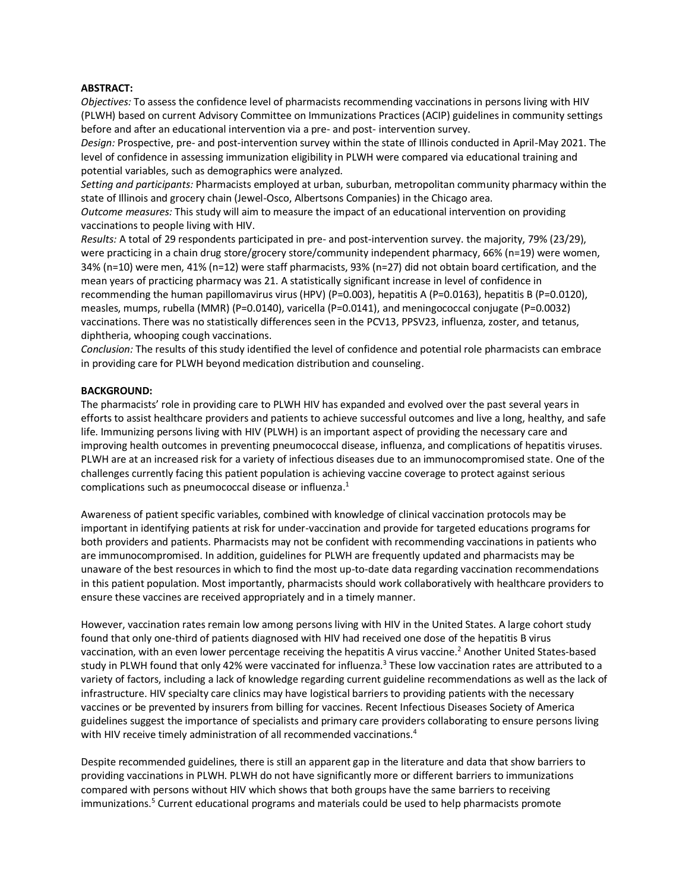**ABSTRACT:**

*Objectives:* To assess the confidence level of pharmacists recommending vaccinations in persons living with HIV (PLWH) based on current Advisory Committee on Immunizations Practices (ACIP) guidelines in community settings before and after an educational intervention via a pre- and post- intervention survey.

*Design:* Prospective, pre- and post-intervention survey within the state of Illinois conducted in April-May 2021. The level of confidence in assessing immunization eligibility in PLWH were compared via educational training and potential variables, such as demographics were analyzed.

*Setting and participants:* Pharmacists employed at urban, suburban, metropolitan community pharmacy within the state of Illinois and grocery chain (Jewel-Osco, Albertsons Companies) in the Chicago area.

*Outcome measures:* This study will aim to measure the impact of an educational intervention on providing vaccinations to people living with HIV.

*Results:* A total of 29 respondents participated in pre- and post-intervention survey. the majority, 79% (23/29), were practicing in a chain drug store/grocery store/community independent pharmacy, 66% (n=19) were women, 34% (n=10) were men, 41% (n=12) were staff pharmacists, 93% (n=27) did not obtain board certification, and the mean years of practicing pharmacy was 21. A statistically significant increase in level of confidence in recommending the human papillomavirus virus (HPV) (P=0.003), hepatitis A (P=0.0163), hepatitis B (P=0.0120), measles, mumps, rubella (MMR) (P=0.0140), varicella (P=0.0141), and meningococcal conjugate (P=0.0032) vaccinations. There was no statistically differences seen in the PCV13, PPSV23, influenza, zoster, and tetanus, diphtheria, whooping cough vaccinations.

*Conclusion:* The results of this study identified the level of confidence and potential role pharmacists can embrace in providing care for PLWH beyond medication distribution and counseling.

**BACKGROUND:**

The pharmacists' role in providing care to PLWH HIV has expanded and evolved over the past several years in efforts to assist healthcare providers and patients to achieve successful outcomes and live a long, healthy, and safe life. Immunizing persons living with HIV (PLWH) is an important aspect of providing the necessary care and improving health outcomes in preventing pneumococcal disease, influenza, and complications of hepatitis viruses. PLWH are at an increased risk for a variety of infectious diseases due to an immunocompromised state. One of the challenges currently facing this patient population is achieving vaccine coverage to protect against serious complications such as pneumococcal disease or influenza.[1]

Awareness of patient specific variables, combined with knowledge of clinical vaccination protocols may be important in identifying patients at risk for under-vaccination and provide for targeted educations programs for both providers and patients. Pharmacists may not be confident with recommending vaccinations in patients who are immunocompromised. In addition, guidelines for PLWH are frequently updated and pharmacists may be unaware of the best resources in which to find the most up-to-date data regarding vaccination recommendations in this patient population. Most importantly, pharmacists should work collaboratively with healthcare providers to ensure these vaccines are received appropriately and in a timely manner.

However, vaccination rates remain low among persons living with HIV in the United States. A large cohort study found that only one-third of patients diagnosed with HIV had received one dose of the hepatitis B virus vaccination, with an even lower percentage receiving the hepatitis A virus vaccine.[2] Another United States-based study in PLWH found that only 42% were vaccinated for influenza.[3] These low vaccination rates are attributed to a variety of factors, including a lack of knowledge regarding current guideline recommendations as well as the lack of infrastructure. HIV specialty care clinics may have logistical barriers to providing patients with the necessary vaccines or be prevented by insurers from billing for vaccines. Recent Infectious Diseases Society of America guidelines suggest the importance of specialists and primary care providers collaborating to ensure persons living with HIV receive timely administration of all recommended vaccinations.[4]

Despite recommended guidelines, there is still an apparent gap in the literature and data that show barriers to providing vaccinations in PLWH. PLWH do not have significantly more or different barriers to immunizations compared with persons without HIV which shows that both groups have the same barriers to receiving immunizations.[5] Current educational programs and materials could be used to help pharmacists promote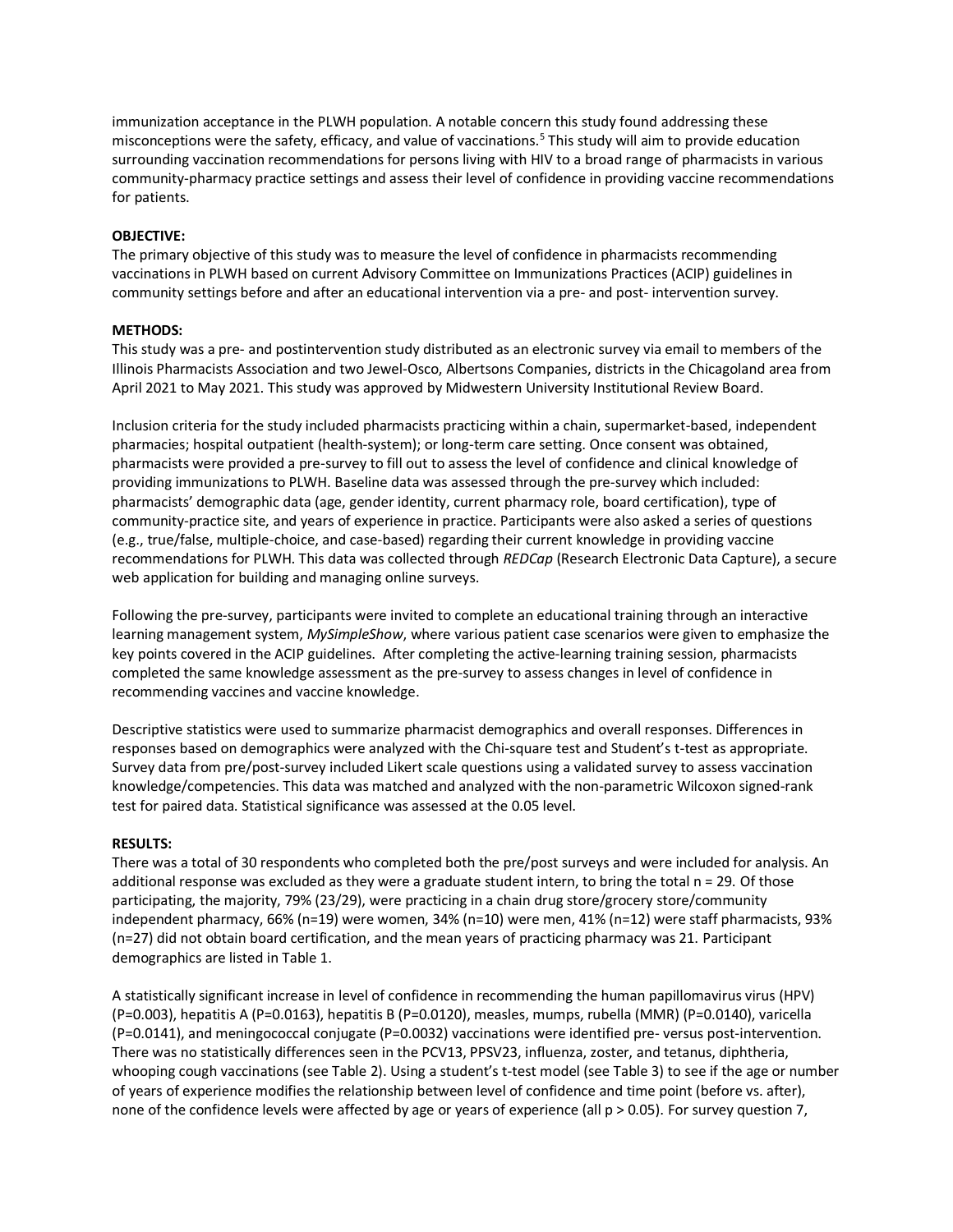immunization acceptance in the PLWH population. A notable concern this study found addressing these misconceptions were the safety, efficacy, and value of vaccinations.[5] This study will aim to provide education surrounding vaccination recommendations for persons living with HIV to a broad range of pharmacists in various community-pharmacy practice settings and assess their level of confidence in providing vaccine recommendations for patients.

**OBJECTIVE:**
The primary objective of this study was to measure the level of confidence in pharmacists recommending vaccinations in PLWH based on current Advisory Committee on Immunizations Practices (ACIP) guidelines in community settings before and after an educational intervention via a pre- and post- intervention survey.

**METHODS:**
This study was a pre- and postintervention study distributed as an electronic survey via email to members of the Illinois Pharmacists Association and two Jewel-Osco, Albertsons Companies, districts in the Chicagoland area from April 2021 to May 2021. This study was approved by Midwestern University Institutional Review Board.

Inclusion criteria for the study included pharmacists practicing within a chain, supermarket-based, independent pharmacies; hospital outpatient (health-system); or long-term care setting. Once consent was obtained, pharmacists were provided a pre-survey to fill out to assess the level of confidence and clinical knowledge of providing immunizations to PLWH. Baseline data was assessed through the pre-survey which included: pharmacists' demographic data (age, gender identity, current pharmacy role, board certification), type of community-practice site, and years of experience in practice. Participants were also asked a series of questions (e.g., true/false, multiple-choice, and case-based) regarding their current knowledge in providing vaccine recommendations for PLWH. This data was collected through *REDCap* (Research Electronic Data Capture), a secure web application for building and managing online surveys.

Following the pre-survey, participants were invited to complete an educational training through an interactive learning management system, *MySimpleShow*, where various patient case scenarios were given to emphasize the key points covered in the ACIP guidelines. After completing the active-learning training session, pharmacists completed the same knowledge assessment as the pre-survey to assess changes in level of confidence in recommending vaccines and vaccine knowledge.

Descriptive statistics were used to summarize pharmacist demographics and overall responses. Differences in responses based on demographics were analyzed with the Chi-square test and Student's t-test as appropriate. Survey data from pre/post-survey included Likert scale questions using a validated survey to assess vaccination knowledge/competencies. This data was matched and analyzed with the non-parametric Wilcoxon signed-rank test for paired data. Statistical significance was assessed at the 0.05 level.

**RESULTS:**
There was a total of 30 respondents who completed both the pre/post surveys and were included for analysis. An additional response was excluded as they were a graduate student intern, to bring the total n = 29. Of those participating, the majority, 79% (23/29), were practicing in a chain drug store/grocery store/community independent pharmacy, 66% (n=19) were women, 34% (n=10) were men, 41% (n=12) were staff pharmacists, 93% (n=27) did not obtain board certification, and the mean years of practicing pharmacy was 21. Participant demographics are listed in Table 1.

A statistically significant increase in level of confidence in recommending the human papillomavirus virus (HPV) (P=0.003), hepatitis A (P=0.0163), hepatitis B (P=0.0120), measles, mumps, rubella (MMR) (P=0.0140), varicella (P=0.0141), and meningococcal conjugate (P=0.0032) vaccinations were identified pre- versus post-intervention. There was no statistically differences seen in the PCV13, PPSV23, influenza, zoster, and tetanus, diphtheria, whooping cough vaccinations (see Table 2). Using a student's t-test model (see Table 3) to see if the age or number of years of experience modifies the relationship between level of confidence and time point (before vs. after), none of the confidence levels were affected by age or years of experience (all p > 0.05). For survey question 7,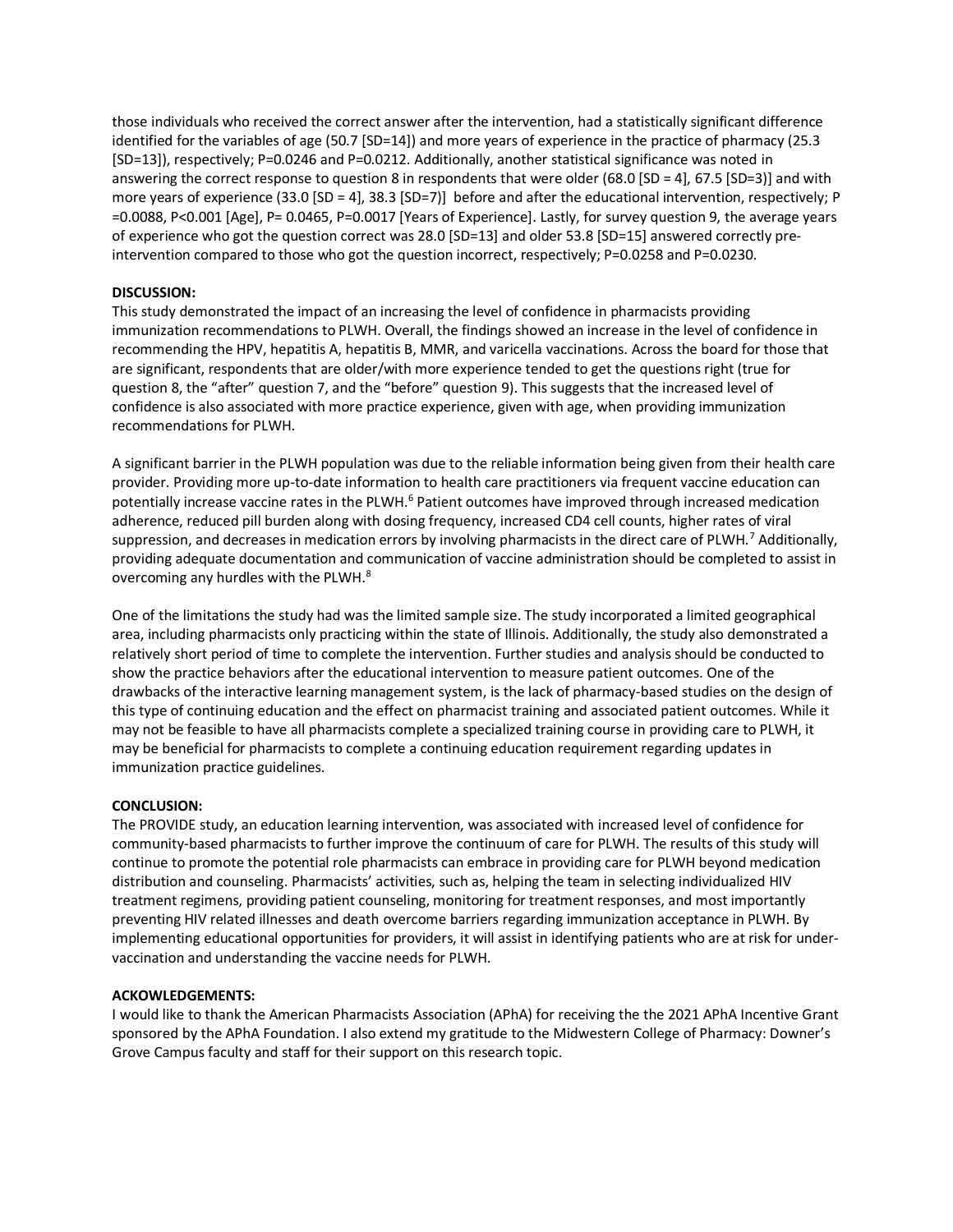those individuals who received the correct answer after the intervention, had a statistically significant difference identified for the variables of age (50.7 [SD=14]) and more years of experience in the practice of pharmacy (25.3 [SD=13]), respectively; P=0.0246 and P=0.0212. Additionally, another statistical significance was noted in answering the correct response to question 8 in respondents that were older (68.0 [SD = 4], 67.5 [SD=3)] and with more years of experience (33.0 [SD = 4], 38.3 [SD=7)] before and after the educational intervention, respectively; P =0.0088, P<0.001 [Age], P= 0.0465, P=0.0017 [Years of Experience]. Lastly, for survey question 9, the average years of experience who got the question correct was 28.0 [SD=13] and older 53.8 [SD=15] answered correctly pre-intervention compared to those who got the question incorrect, respectively; P=0.0258 and P=0.0230.

**DISCUSSION:**

This study demonstrated the impact of an increasing the level of confidence in pharmacists providing immunization recommendations to PLWH. Overall, the findings showed an increase in the level of confidence in recommending the HPV, hepatitis A, hepatitis B, MMR, and varicella vaccinations. Across the board for those that are significant, respondents that are older/with more experience tended to get the questions right (true for question 8, the "after" question 7, and the "before" question 9). This suggests that the increased level of confidence is also associated with more practice experience, given with age, when providing immunization recommendations for PLWH.

A significant barrier in the PLWH population was due to the reliable information being given from their health care provider. Providing more up-to-date information to health care practitioners via frequent vaccine education can potentially increase vaccine rates in the PLWH.[6] Patient outcomes have improved through increased medication adherence, reduced pill burden along with dosing frequency, increased CD4 cell counts, higher rates of viral suppression, and decreases in medication errors by involving pharmacists in the direct care of PLWH.[7] Additionally, providing adequate documentation and communication of vaccine administration should be completed to assist in overcoming any hurdles with the PLWH.[8]

One of the limitations the study had was the limited sample size. The study incorporated a limited geographical area, including pharmacists only practicing within the state of Illinois. Additionally, the study also demonstrated a relatively short period of time to complete the intervention. Further studies and analysis should be conducted to show the practice behaviors after the educational intervention to measure patient outcomes. One of the drawbacks of the interactive learning management system, is the lack of pharmacy-based studies on the design of this type of continuing education and the effect on pharmacist training and associated patient outcomes. While it may not be feasible to have all pharmacists complete a specialized training course in providing care to PLWH, it may be beneficial for pharmacists to complete a continuing education requirement regarding updates in immunization practice guidelines.

**CONCLUSION:**

The PROVIDE study, an education learning intervention, was associated with increased level of confidence for community-based pharmacists to further improve the continuum of care for PLWH. The results of this study will continue to promote the potential role pharmacists can embrace in providing care for PLWH beyond medication distribution and counseling. Pharmacists' activities, such as, helping the team in selecting individualized HIV treatment regimens, providing patient counseling, monitoring for treatment responses, and most importantly preventing HIV related illnesses and death overcome barriers regarding immunization acceptance in PLWH. By implementing educational opportunities for providers, it will assist in identifying patients who are at risk for under-vaccination and understanding the vaccine needs for PLWH.

**ACKOWLEDGEMENTS:**

I would like to thank the American Pharmacists Association (APhA) for receiving the the 2021 APhA Incentive Grant sponsored by the APhA Foundation. I also extend my gratitude to the Midwestern College of Pharmacy: Downer's Grove Campus faculty and staff for their support on this research topic.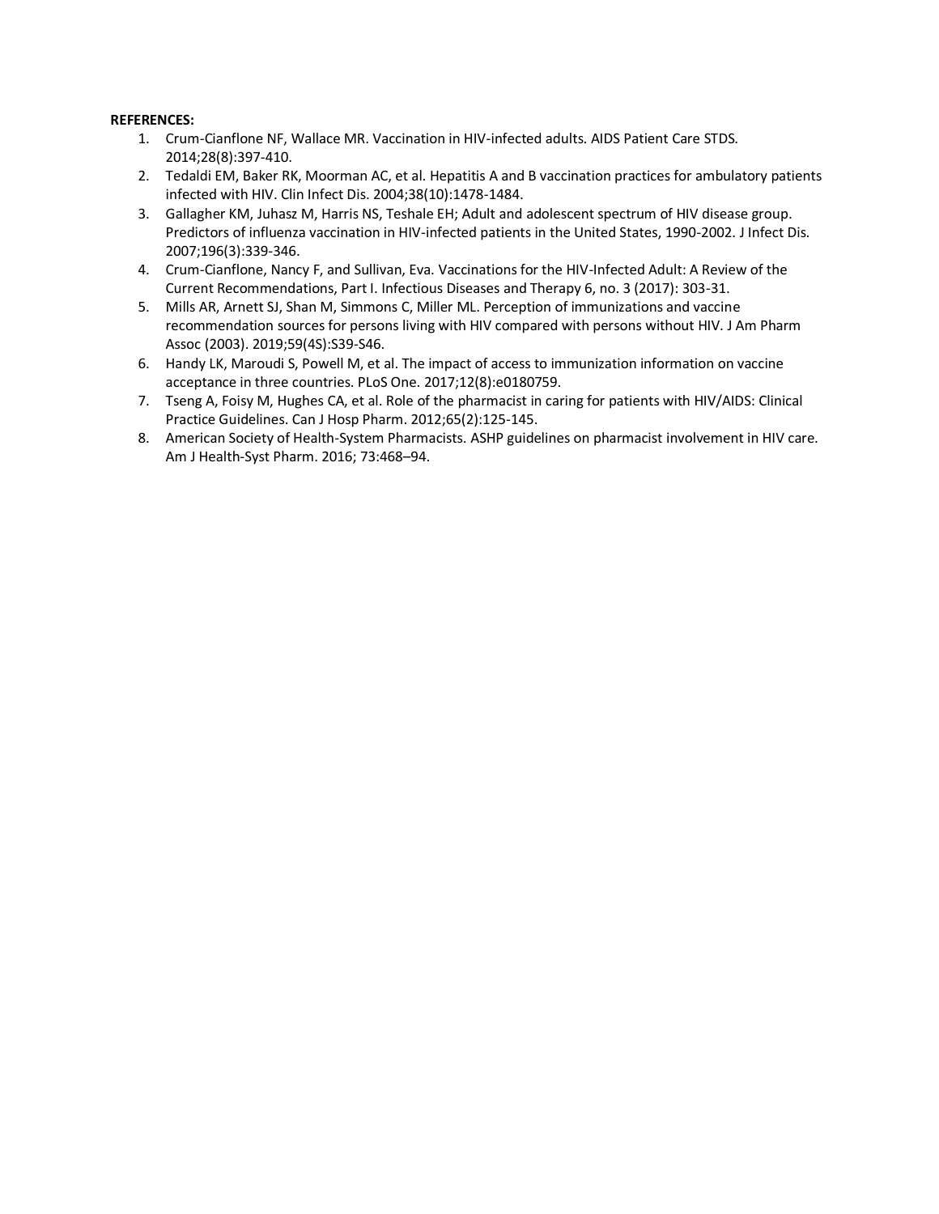**REFERENCES:**

1. Crum-Cianflone NF, Wallace MR. Vaccination in HIV-infected adults. AIDS Patient Care STDS. 2014;28(8):397-410.
2. Tedaldi EM, Baker RK, Moorman AC, et al. Hepatitis A and B vaccination practices for ambulatory patients infected with HIV. Clin Infect Dis. 2004;38(10):1478-1484.
3. Gallagher KM, Juhasz M, Harris NS, Teshale EH; Adult and adolescent spectrum of HIV disease group. Predictors of influenza vaccination in HIV-infected patients in the United States, 1990-2002. J Infect Dis. 2007;196(3):339-346.
4. Crum-Cianflone, Nancy F, and Sullivan, Eva. Vaccinations for the HIV-Infected Adult: A Review of the Current Recommendations, Part I. Infectious Diseases and Therapy 6, no. 3 (2017): 303-31.
5. Mills AR, Arnett SJ, Shan M, Simmons C, Miller ML. Perception of immunizations and vaccine recommendation sources for persons living with HIV compared with persons without HIV. J Am Pharm Assoc (2003). 2019;59(4S):S39-S46.
6. Handy LK, Maroudi S, Powell M, et al. The impact of access to immunization information on vaccine acceptance in three countries. PLoS One. 2017;12(8):e0180759.
7. Tseng A, Foisy M, Hughes CA, et al. Role of the pharmacist in caring for patients with HIV/AIDS: Clinical Practice Guidelines. Can J Hosp Pharm. 2012;65(2):125-145.
8. American Society of Health-System Pharmacists. ASHP guidelines on pharmacist involvement in HIV care. Am J Health-Syst Pharm. 2016; 73:468–94.